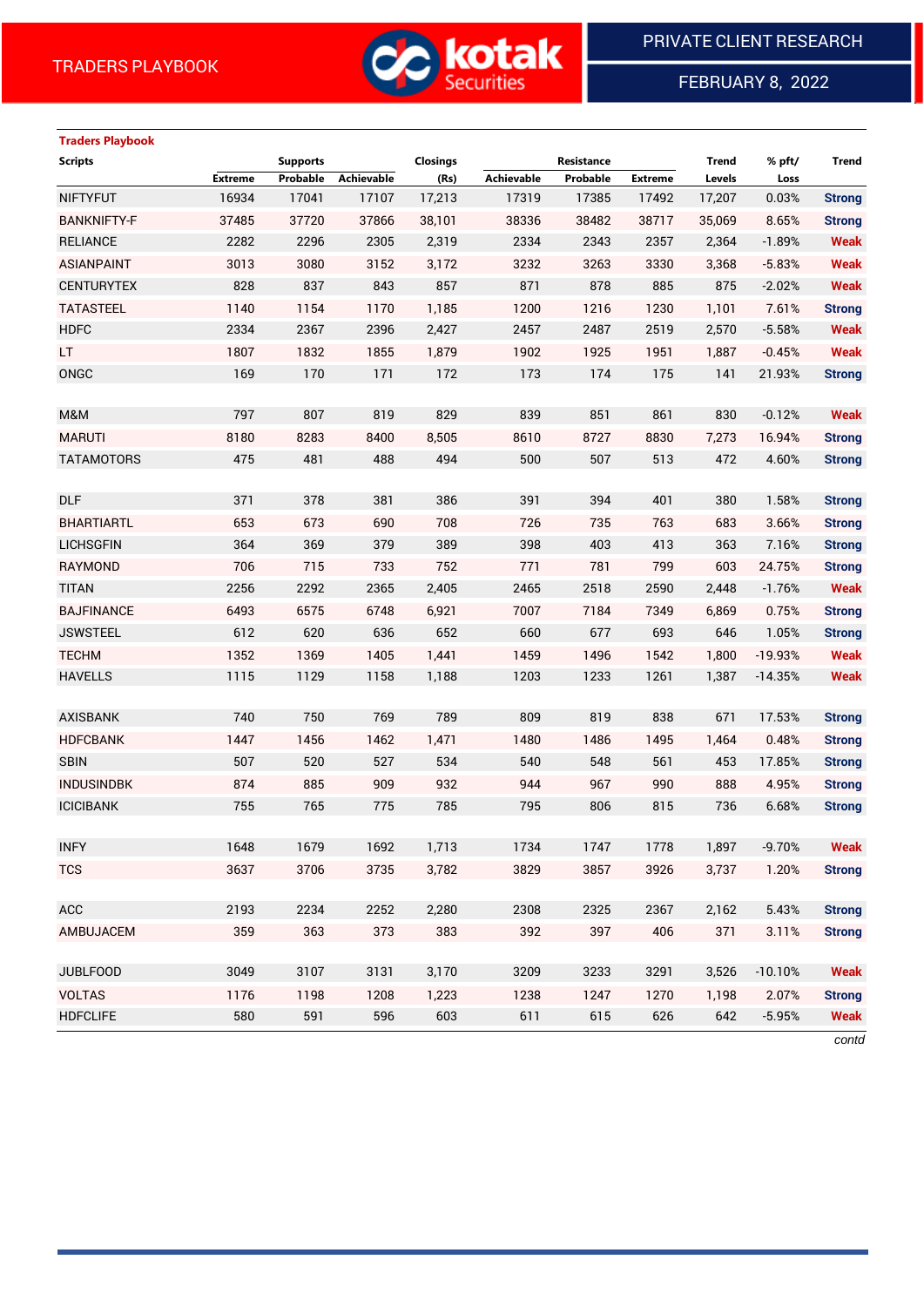TRADERS PLAYBOOK

PRIVATE CLIENT RESEARCH

FEBRUARY 8, 2022

### Traders Playbook

| Scripts | Supports | | | Closings | Resistance | | | Trend | % pft/ | Trend |
|---|---|---|---|---|---|---|---|---|---|---|
| | Extreme | Probable | Achievable | (Rs) | Achievable | Probable | Extreme | Levels | Loss | |
| NIFTYFUT | 16934 | 17041 | 17107 | 17,213 | 17319 | 17385 | 17492 | 17,207 | 0.03% | Strong |
| BANKNIFTY-F | 37485 | 37720 | 37866 | 38,101 | 38336 | 38482 | 38717 | 35,069 | 8.65% | Strong |
| RELIANCE | 2282 | 2296 | 2305 | 2,319 | 2334 | 2343 | 2357 | 2,364 | -1.89% | Weak |
| ASIANPAINT | 3013 | 3080 | 3152 | 3,172 | 3232 | 3263 | 3330 | 3,368 | -5.83% | Weak |
| CENTURYTEX | 828 | 837 | 843 | 857 | 871 | 878 | 885 | 875 | -2.02% | Weak |
| TATASTEEL | 1140 | 1154 | 1170 | 1,185 | 1200 | 1216 | 1230 | 1,101 | 7.61% | Strong |
| HDFC | 2334 | 2367 | 2396 | 2,427 | 2457 | 2487 | 2519 | 2,570 | -5.58% | Weak |
| LT | 1807 | 1832 | 1855 | 1,879 | 1902 | 1925 | 1951 | 1,887 | -0.45% | Weak |
| ONGC | 169 | 170 | 171 | 172 | 173 | 174 | 175 | 141 | 21.93% | Strong |
| | | | | | | | | | | |
| M&M | 797 | 807 | 819 | 829 | 839 | 851 | 861 | 830 | -0.12% | Weak |
| MARUTI | 8180 | 8283 | 8400 | 8,505 | 8610 | 8727 | 8830 | 7,273 | 16.94% | Strong |
| TATAMOTORS | 475 | 481 | 488 | 494 | 500 | 507 | 513 | 472 | 4.60% | Strong |
| | | | | | | | | | | |
| DLF | 371 | 378 | 381 | 386 | 391 | 394 | 401 | 380 | 1.58% | Strong |
| BHARTIARTL | 653 | 673 | 690 | 708 | 726 | 735 | 763 | 683 | 3.66% | Strong |
| LICHSGFIN | 364 | 369 | 379 | 389 | 398 | 403 | 413 | 363 | 7.16% | Strong |
| RAYMOND | 706 | 715 | 733 | 752 | 771 | 781 | 799 | 603 | 24.75% | Strong |
| TITAN | 2256 | 2292 | 2365 | 2,405 | 2465 | 2518 | 2590 | 2,448 | -1.76% | Weak |
| BAJFINANCE | 6493 | 6575 | 6748 | 6,921 | 7007 | 7184 | 7349 | 6,869 | 0.75% | Strong |
| JSWSTEEL | 612 | 620 | 636 | 652 | 660 | 677 | 693 | 646 | 1.05% | Strong |
| TECHM | 1352 | 1369 | 1405 | 1,441 | 1459 | 1496 | 1542 | 1,800 | -19.93% | Weak |
| HAVELLS | 1115 | 1129 | 1158 | 1,188 | 1203 | 1233 | 1261 | 1,387 | -14.35% | Weak |
| | | | | | | | | | | |
| AXISBANK | 740 | 750 | 769 | 789 | 809 | 819 | 838 | 671 | 17.53% | Strong |
| HDFCBANK | 1447 | 1456 | 1462 | 1,471 | 1480 | 1486 | 1495 | 1,464 | 0.48% | Strong |
| SBIN | 507 | 520 | 527 | 534 | 540 | 548 | 561 | 453 | 17.85% | Strong |
| INDUSINDBK | 874 | 885 | 909 | 932 | 944 | 967 | 990 | 888 | 4.95% | Strong |
| ICICIBANK | 755 | 765 | 775 | 785 | 795 | 806 | 815 | 736 | 6.68% | Strong |
| | | | | | | | | | | |
| INFY | 1648 | 1679 | 1692 | 1,713 | 1734 | 1747 | 1778 | 1,897 | -9.70% | Weak |
| TCS | 3637 | 3706 | 3735 | 3,782 | 3829 | 3857 | 3926 | 3,737 | 1.20% | Strong |
| | | | | | | | | | | |
| ACC | 2193 | 2234 | 2252 | 2,280 | 2308 | 2325 | 2367 | 2,162 | 5.43% | Strong |
| AMBUJACEM | 359 | 363 | 373 | 383 | 392 | 397 | 406 | 371 | 3.11% | Strong |
| | | | | | | | | | | |
| JUBLFOOD | 3049 | 3107 | 3131 | 3,170 | 3209 | 3233 | 3291 | 3,526 | -10.10% | Weak |
| VOLTAS | 1176 | 1198 | 1208 | 1,223 | 1238 | 1247 | 1270 | 1,198 | 2.07% | Strong |
| HDFCLIFE | 580 | 591 | 596 | 603 | 611 | 615 | 626 | 642 | -5.95% | Weak |

*contd*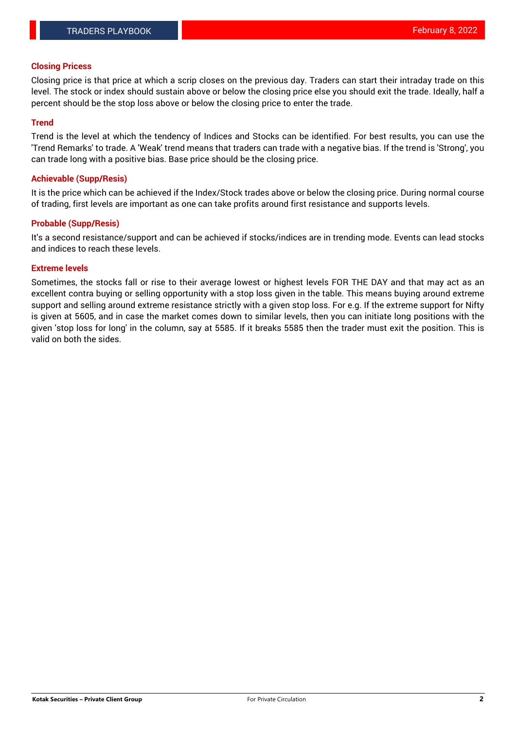### Closing Pricess

Closing price is that price at which a scrip closes on the previous day. Traders can start their intraday trade on this level. The stock or index should sustain above or below the closing price else you should exit the trade. Ideally, half a percent should be the stop loss above or below the closing price to enter the trade.

### Trend

Trend is the level at which the tendency of Indices and Stocks can be identified. For best results, you can use the 'Trend Remarks' to trade. A 'Weak' trend means that traders can trade with a negative bias. If the trend is 'Strong', you can trade long with a positive bias. Base price should be the closing price.

### Achievable (Supp/Resis)

It is the price which can be achieved if the Index/Stock trades above or below the closing price. During normal course of trading, first levels are important as one can take profits around first resistance and supports levels.

### Probable (Supp/Resis)

It's a second resistance/support and can be achieved if stocks/indices are in trending mode. Events can lead stocks and indices to reach these levels.

### Extreme levels

Sometimes, the stocks fall or rise to their average lowest or highest levels FOR THE DAY and that may act as an excellent contra buying or selling opportunity with a stop loss given in the table. This means buying around extreme support and selling around extreme resistance strictly with a given stop loss. For e.g. If the extreme support for Nifty is given at 5605, and in case the market comes down to similar levels, then you can initiate long positions with the given 'stop loss for long' in the column, say at 5585. If it breaks 5585 then the trader must exit the position. This is valid on both the sides.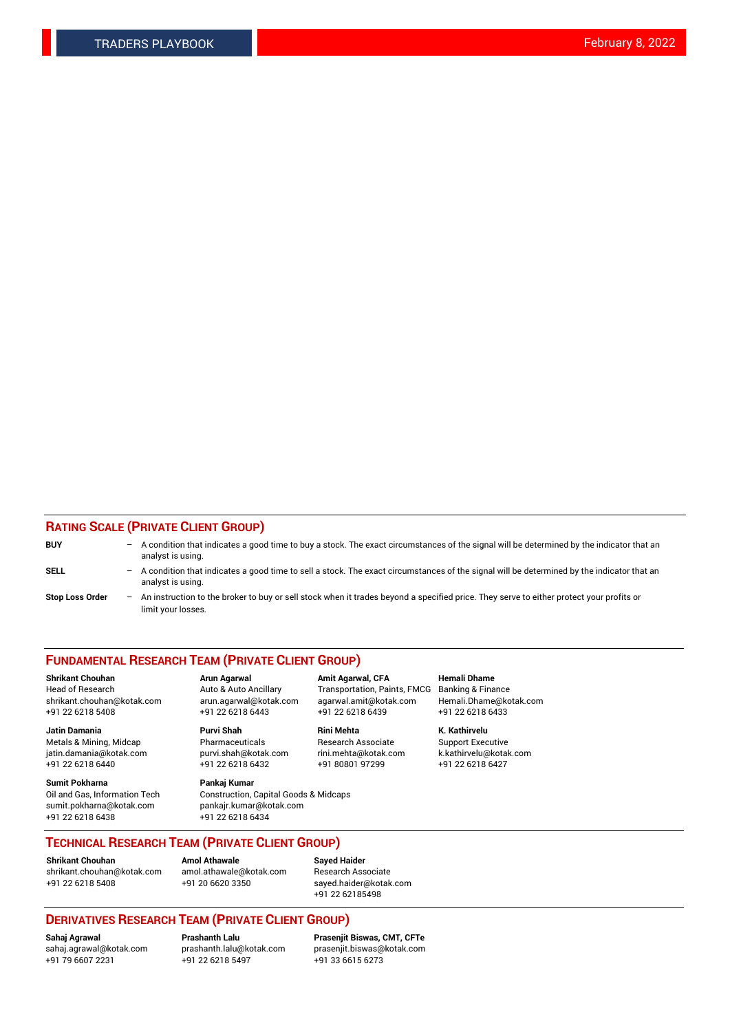## RATING SCALE (PRIVATE CLIENT GROUP)

**BUY** – A condition that indicates a good time to buy a stock. The exact circumstances of the signal will be determined by the indicator that an analyst is using.

**SELL** – A condition that indicates a good time to sell a stock. The exact circumstances of the signal will be determined by the indicator that an analyst is using.

**Stop Loss Order** – An instruction to the broker to buy or sell stock when it trades beyond a specified price. They serve to either protect your profits or limit your losses.

## FUNDAMENTAL RESEARCH TEAM (PRIVATE CLIENT GROUP)

**Shrikant Chouhan**
Head of Research
shrikant.chouhan@kotak.com
+91 22 6218 5408

**Arun Agarwal**
Auto & Auto Ancillary
arun.agarwal@kotak.com
+91 22 6218 6443

**Amit Agarwal, CFA**
Transportation, Paints, FMCG
agarwal.amit@kotak.com
+91 22 6218 6439

**Hemali Dhame**
Banking & Finance
Hemali.Dhame@kotak.com
+91 22 6218 6433

**Jatin Damania**
Metals & Mining, Midcap
jatin.damania@kotak.com
+91 22 6218 6440

**Purvi Shah**
Pharmaceuticals
purvi.shah@kotak.com
+91 22 6218 6432

**Rini Mehta**
Research Associate
rini.mehta@kotak.com
+91 80801 97299

**K. Kathirvelu**
Support Executive
k.kathirvelu@kotak.com
+91 22 6218 6427

**Sumit Pokharna**
Oil and Gas, Information Tech
sumit.pokharna@kotak.com
+91 22 6218 6438

**Pankaj Kumar**
Construction, Capital Goods & Midcaps
pankajr.kumar@kotak.com
+91 22 6218 6434

## TECHNICAL RESEARCH TEAM (PRIVATE CLIENT GROUP)

**Shrikant Chouhan**
shrikant.chouhan@kotak.com
+91 22 6218 5408

**Amol Athawale**
amol.athawale@kotak.com
+91 20 6620 3350

**Sayed Haider**
Research Associate
sayed.haider@kotak.com
+91 22 62185498

## DERIVATIVES RESEARCH TEAM (PRIVATE CLIENT GROUP)

**Sahaj Agrawal**
sahaj.agrawal@kotak.com
+91 79 6607 2231

**Prashanth Lalu**
prashanth.lalu@kotak.com
+91 22 6218 5497

**Prasenjit Biswas, CMT, CFTe**
prasenjit.biswas@kotak.com
+91 33 6615 6273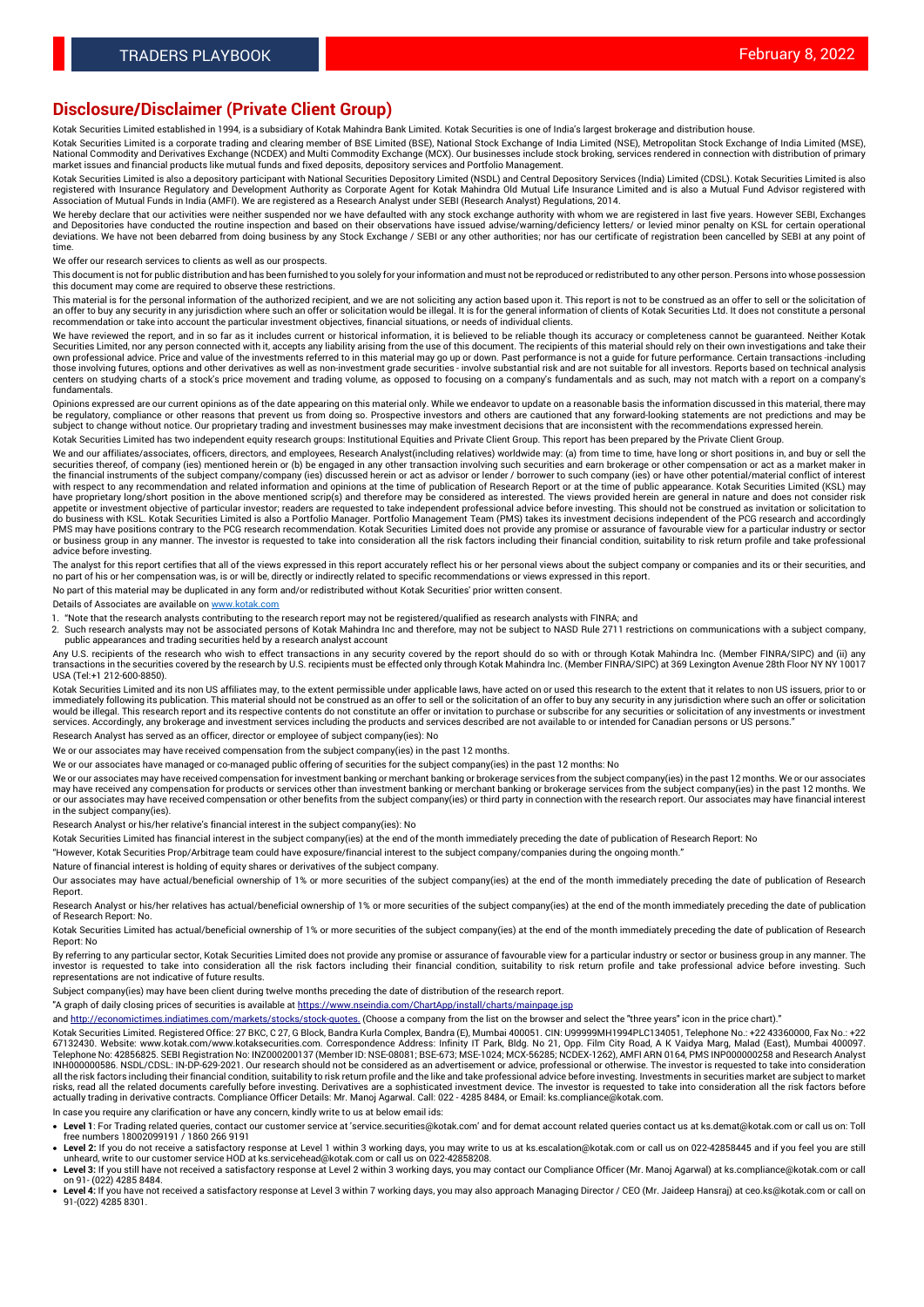## Disclosure/Disclaimer (Private Client Group)

Kotak Securities Limited established in 1994, is a subsidiary of Kotak Mahindra Bank Limited. Kotak Securities is one of India's largest brokerage and distribution house.

Kotak Securities Limited is a corporate trading and clearing member of BSE Limited (BSE), National Stock Exchange of India Limited (NSE), Metropolitan Stock Exchange of India Limited (MSE), National Commodity and Derivatives Exchange (NCDEX) and Multi Commodity Exchange (MCX). Our businesses include stock broking, services rendered in connection with distribution of primary market issues and financial products like mutual funds and fixed deposits, depository services and Portfolio Management.

Kotak Securities Limited is also a depository participant with National Securities Depository Limited (NSDL) and Central Depository Services (India) Limited (CDSL). Kotak Securities Limited is also registered with Insurance Regulatory and Development Authority as Corporate Agent for Kotak Mahindra Old Mutual Life Insurance Limited and is also a Mutual Fund Advisor registered with Association of Mutual Funds in India (AMFI). We are registered as a Research Analyst under SEBI (Research Analyst) Regulations, 2014.

We hereby declare that our activities were neither suspended nor we have defaulted with any stock exchange authority with whom we are registered in last five years. However SEBI, Exchanges and Depositories have conducted the routine inspection and based on their observations have issued advise/warning/deficiency letters/ or levied minor penalty on KSL for certain operational deviations. We have not been debarred from doing business by any Stock Exchange / SEBI or any other authorities; nor has our certificate of registration been cancelled by SEBI at any point of time.

We offer our research services to clients as well as our prospects.

This document is not for public distribution and has been furnished to you solely for your information and must not be reproduced or redistributed to any other person. Persons into whose possession this document may come are required to observe these restrictions.

This material is for the personal information of the authorized recipient, and we are not soliciting any action based upon it. This report is not to be construed as an offer to sell or the solicitation of an offer to buy any security in any jurisdiction where such an offer or solicitation would be illegal. It is for the general information of clients of Kotak Securities Ltd. It does not constitute a personal recommendation or take into account the particular investment objectives, financial situations, or needs of individual clients.

We have reviewed the report, and in so far as it includes current or historical information, it is believed to be reliable though its accuracy or completeness cannot be guaranteed. Neither Kotak Securities Limited, nor any person connected with it, accepts any liability arising from the use of this document. The recipients of this material should rely on their own investigations and take their own professional advice. Price and value of the investments referred to in this material may go up or down. Past performance is not a guide for future performance. Certain transactions -including those involving futures, options and other derivatives as well as non-investment grade securities - involve substantial risk and are not suitable for all investors. Reports based on technical analysis centers on studying charts of a stock's price movement and trading volume, as opposed to focusing on a company's fundamentals and as such, may not match with a report on a company's fundamentals.

Opinions expressed are our current opinions as of the date appearing on this material only. While we endeavor to update on a reasonable basis the information discussed in this material, there may be regulatory, compliance or other reasons that prevent us from doing so. Prospective investors and others are cautioned that any forward-looking statements are not predictions and may be subject to change without notice. Our proprietary trading and investment businesses may make investment decisions that are inconsistent with the recommendations expressed herein.

Kotak Securities Limited has two independent equity research groups: Institutional Equities and Private Client Group. This report has been prepared by the Private Client Group.

We and our affiliates/associates, officers, directors, and employees, Research Analyst(including relatives) worldwide may: (a) from time to time, have long or short positions in, and buy or sell the securities thereof, of company (ies) mentioned herein or (b) be engaged in any other transaction involving such securities and earn brokerage or other compensation or act as a market maker in the financial instruments of the subject company/company (ies) discussed herein or act as advisor or lender / borrower to such company (ies) or have other potential/material conflict of interest with respect to any recommendation and related information and opinions at the time of publication of Research Report or at the time of public appearance. Kotak Securities Limited (KSL) may have proprietary long/short position in the above mentioned scrip(s) and therefore may be considered as interested. The views provided herein are general in nature and does not consider risk appetite or investment objective of particular investor; readers are requested to take independent professional advice before investing. This should not be construed as invitation or solicitation to do business with KSL. Kotak Securities Limited is also a Portfolio Manager. Portfolio Management Team (PMS) takes its investment decisions independent of the PCG research and accordingly PMS may have positions contrary to the PCG research recommendation. Kotak Securities Limited does not provide any promise or assurance of favourable view for a particular industry or sector or business group in any manner. The investor is requested to take into consideration all the risk factors including their financial condition, suitability to risk return profile and take professional advice before investing.

The analyst for this report certifies that all of the views expressed in this report accurately reflect his or her personal views about the subject company or companies and its or their securities, and no part of his or her compensation was, is or will be, directly or indirectly related to specific recommendations or views expressed in this report.

No part of this material may be duplicated in any form and/or redistributed without Kotak Securities' prior written consent.

Details of Associates are available on www.kotak.com

1. "Note that the research analysts contributing to the research report may not be registered/qualified as research analysts with FINRA; and
2. Such research analysts may not be associated persons of Kotak Mahindra Inc and therefore, may not be subject to NASD Rule 2711 restrictions on communications with a subject company, public appearances and trading securities held by a research analyst account

Any U.S. recipients of the research who wish to effect transactions in any security covered by the report should do so with or through Kotak Mahindra Inc. (Member FINRA/SIPC) and (ii) any transactions in the securities covered by the research by U.S. recipients must be effected only through Kotak Mahindra Inc. (Member FINRA/SIPC) at 369 Lexington Avenue 28th Floor NY NY 10017 USA (Tel:+1 212-600-8850).

Kotak Securities Limited and its non US affiliates may, to the extent permissible under applicable laws, have acted on or used this research to the extent that it relates to non US issuers, prior to or immediately following its publication. This material should not be construed as an offer to sell or the solicitation of an offer to buy any security in any jurisdiction where such an offer or solicitation would be illegal. This research report and its respective contents do not constitute an offer or invitation to purchase or subscribe for any securities or solicitation of any investments or investment services. Accordingly, any brokerage and investment services including the products and services described are not available to or intended for Canadian persons or US persons."

Research Analyst has served as an officer, director or employee of subject company(ies): No

We or our associates may have received compensation from the subject company(ies) in the past 12 months.

We or our associates have managed or co-managed public offering of securities for the subject company(ies) in the past 12 months: No

We or our associates may have received compensation for investment banking or merchant banking or brokerage services from the subject company(ies) in the past 12 months. We or our associates may have received any compensation for products or services other than investment banking or merchant banking or brokerage services from the subject company(ies) in the past 12 months. We or our associates may have received compensation or other benefits from the subject company(ies) or third party in connection with the research report. Our associates may have financial interest in the subject company(ies).

Research Analyst or his/her relative's financial interest in the subject company(ies): No

Kotak Securities Limited has financial interest in the subject company(ies) at the end of the month immediately preceding the date of publication of Research Report: No

"However, Kotak Securities Prop/Arbitrage team could have exposure/financial interest to the subject company/companies during the ongoing month."

Nature of financial interest is holding of equity shares or derivatives of the subject company.

Our associates may have actual/beneficial ownership of 1% or more securities of the subject company(ies) at the end of the month immediately preceding the date of publication of Research Report.

Research Analyst or his/her relatives has actual/beneficial ownership of 1% or more securities of the subject company(ies) at the end of the month immediately preceding the date of publication of Research Report: No.

Kotak Securities Limited has actual/beneficial ownership of 1% or more securities of the subject company(ies) at the end of the month immediately preceding the date of publication of Research Report: No

By referring to any particular sector, Kotak Securities Limited does not provide any promise or assurance of favourable view for a particular industry or sector or business group in any manner. The investor is requested to take into consideration all the risk factors including their financial condition, suitability to risk return profile and take professional advice before investing. Such representations are not indicative of future results.

Subject company(ies) may have been client during twelve months preceding the date of distribution of the research report.

"A graph of daily closing prices of securities is available at https://www.nseindia.com/ChartApp/install/charts/mainpage.jsp

and http://economictimes.indiatimes.com/markets/stocks/stock-quotes. (Choose a company from the list on the browser and select the "three years" icon in the price chart)."

Kotak Securities Limited. Registered Office: 27 BKC, C 27, G Block, Bandra Kurla Complex, Bandra (E), Mumbai 400051. CIN: U99999MH1994PLC134051, Telephone No.: +22 43360000, Fax No.: +22 67132430. Website: www.kotak.com/www.kotaksecurities.com. Correspondence Address: Infinity IT Park, Bldg. No 21, Opp. Film City Road, A K Vaidya Marg, Malad (East), Mumbai 400097. Telephone No: 42856825. SEBI Registration No: INZ000200137 (Member ID: NSE-08081; BSE-673; MSE-1024; MCX-56285; NCDEX-1262), AMFI ARN 0164, PMS INP000000258 and Research Analyst INH000000586. NSDL/CDSL: IN-DP-629-2021. Our research should not be considered as an advertisement or advice, professional or otherwise. The investor is requested to take into consideration all the risk factors including their financial condition, suitability to risk return profile and the like and take professional advice before investing. Investments in securities market are subject to market risks, read all the related documents carefully before investing. Derivatives are a sophisticated investment device. The investor is requested to take into consideration all the risk factors before actually trading in derivative contracts. Compliance Officer Details: Mr. Manoj Agarwal. Call: 022 - 4285 8484, or Email: ks.compliance@kotak.com.

In case you require any clarification or have any concern, kindly write to us at below email ids:

- **Level 1**: For Trading related queries, contact our customer service at 'service.securities@kotak.com' and for demat account related queries contact us at ks.demat@kotak.com or call us on: Toll free numbers 18002099191 / 1860 266 9191
- **Level 2:** If you do not receive a satisfactory response at Level 1 within 3 working days, you may write to us at ks.escalation@kotak.com or call us on 022-42858445 and if you feel you are still unheard, write to our customer service HOD at ks.servicehead@kotak.com or call us on 022-42858208.
- **Level 3:** If you still have not received a satisfactory response at Level 2 within 3 working days, you may contact our Compliance Officer (Mr. Manoj Agarwal) at ks.compliance@kotak.com or call on 91- (022) 4285 8484.
- **Level 4:** If you have not received a satisfactory response at Level 3 within 7 working days, you may also approach Managing Director / CEO (Mr. Jaideep Hansraj) at ceo.ks@kotak.com or call on 91-(022) 4285 8301.